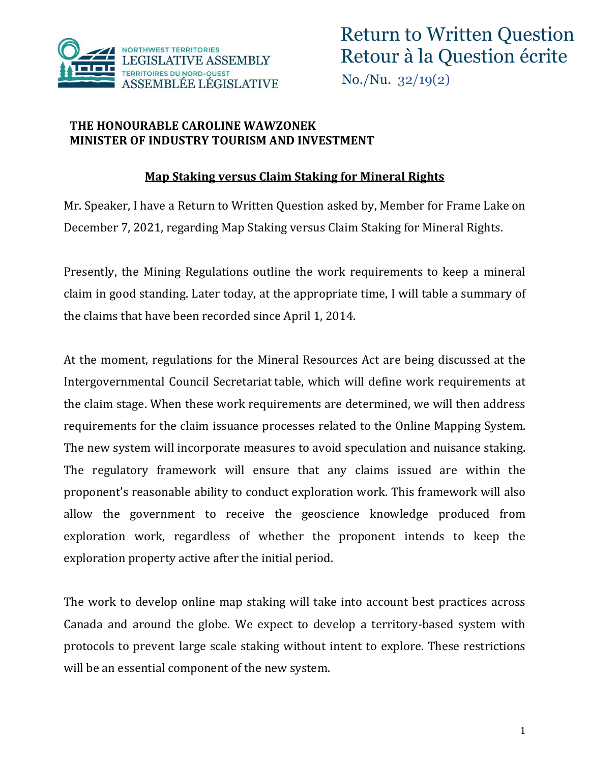# Return to Written Question
# Retour à la Question écrite

No./Nu. 32/19(2)

**THE HONOURABLE CAROLINE WAWZONEK**
**MINISTER OF INDUSTRY TOURISM AND INVESTMENT**

## Map Staking versus Claim Staking for Mineral Rights

Mr. Speaker, I have a Return to Written Question asked by, Member for Frame Lake on December 7, 2021, regarding Map Staking versus Claim Staking for Mineral Rights.

Presently, the Mining Regulations outline the work requirements to keep a mineral claim in good standing. Later today, at the appropriate time, I will table a summary of the claims that have been recorded since April 1, 2014.

At the moment, regulations for the Mineral Resources Act are being discussed at the Intergovernmental Council Secretariat table, which will define work requirements at the claim stage. When these work requirements are determined, we will then address requirements for the claim issuance processes related to the Online Mapping System. The new system will incorporate measures to avoid speculation and nuisance staking. The regulatory framework will ensure that any claims issued are within the proponent's reasonable ability to conduct exploration work. This framework will also allow the government to receive the geoscience knowledge produced from exploration work, regardless of whether the proponent intends to keep the exploration property active after the initial period.

The work to develop online map staking will take into account best practices across Canada and around the globe. We expect to develop a territory-based system with protocols to prevent large scale staking without intent to explore. These restrictions will be an essential component of the new system.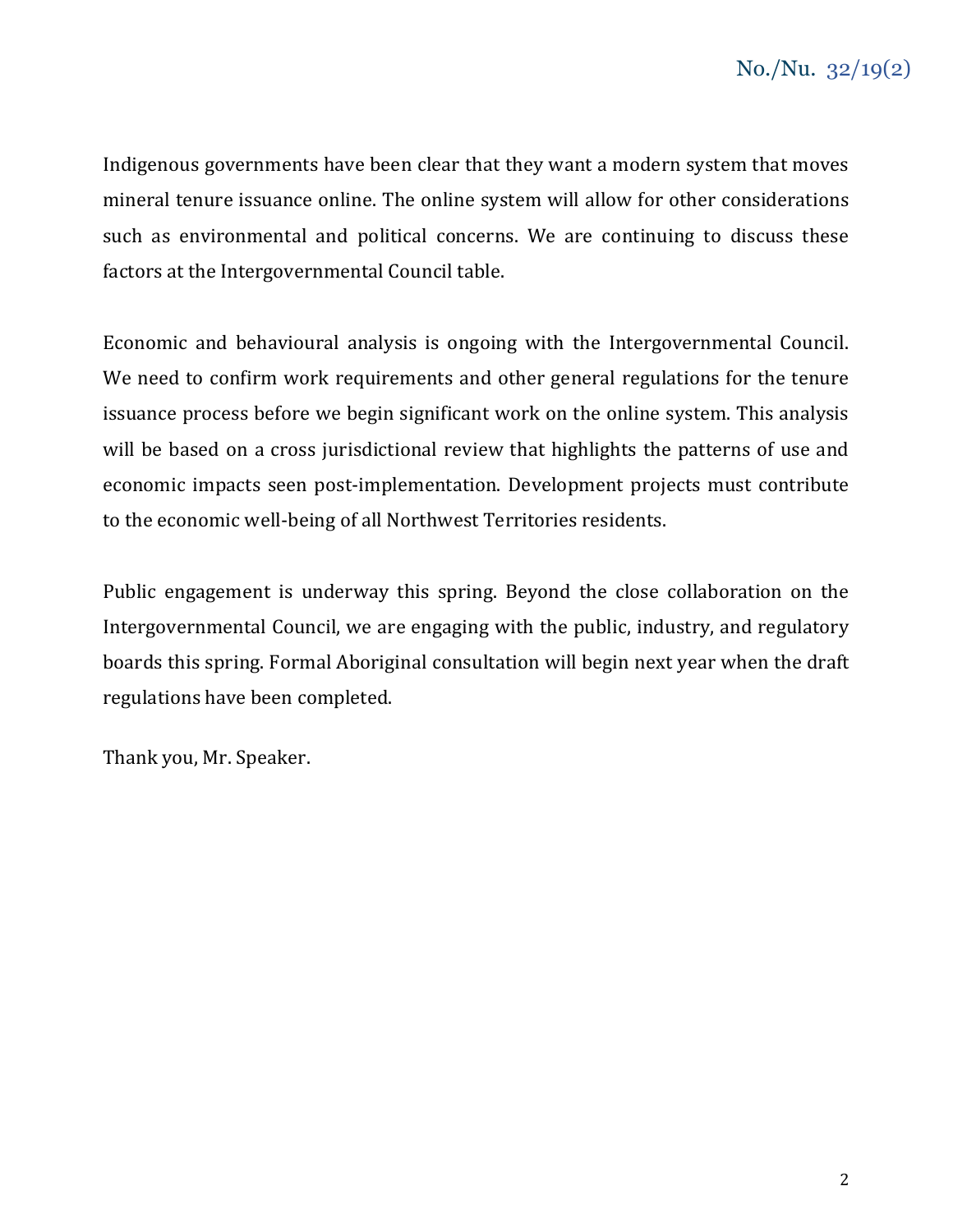Indigenous governments have been clear that they want a modern system that moves mineral tenure issuance online. The online system will allow for other considerations such as environmental and political concerns. We are continuing to discuss these factors at the Intergovernmental Council table.

Economic and behavioural analysis is ongoing with the Intergovernmental Council. We need to confirm work requirements and other general regulations for the tenure issuance process before we begin significant work on the online system. This analysis will be based on a cross jurisdictional review that highlights the patterns of use and economic impacts seen post-implementation. Development projects must contribute to the economic well-being of all Northwest Territories residents.

Public engagement is underway this spring. Beyond the close collaboration on the Intergovernmental Council, we are engaging with the public, industry, and regulatory boards this spring. Formal Aboriginal consultation will begin next year when the draft regulations have been completed.

Thank you, Mr. Speaker.